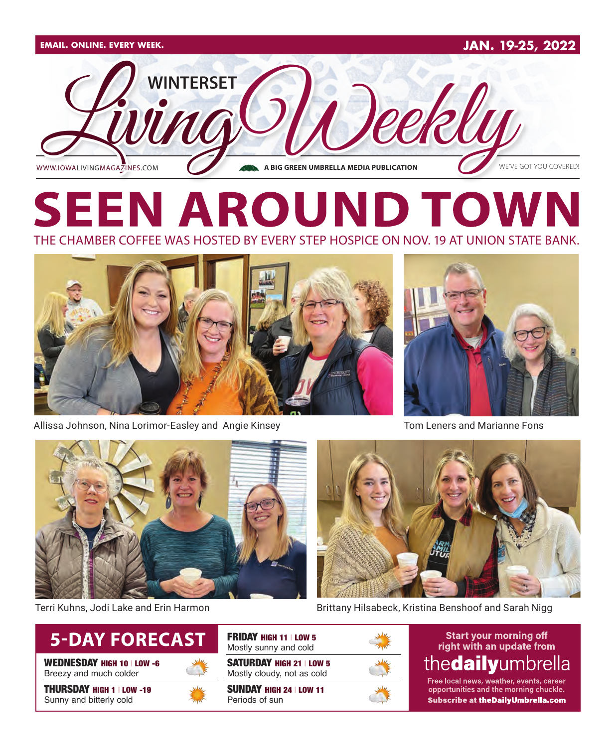EMAIL. ONLINE. EVERY WEEK. JAN. 19-25, 2022

# WINTERSET Living Weekly

WWW.IOWALIVINGMAGAZINES.COM — A BIG GREEN UMBRELLA MEDIA PUBLICATION — WE'VE GOT YOU COVERED!

# SEEN AROUND TOWN

THE CHAMBER COFFEE WAS HOSTED BY EVERY STEP HOSPICE ON NOV. 19 AT UNION STATE BANK.

Allissa Johnson, Nina Lorimor-Easley and Angie Kinsey

Tom Leners and Marianne Fons

Terri Kuhns, Jodi Lake and Erin Harmon

Brittany Hilsabeck, Kristina Benshoof and Sarah Nigg

## 5-DAY FORECAST

**WEDNESDAY** HIGH 10 | LOW -6
Breezy and much colder

**THURSDAY** HIGH 1 | LOW -19
Sunny and bitterly cold

**FRIDAY** HIGH 11 | LOW 5
Mostly sunny and cold

**SATURDAY** HIGH 21 | LOW 5
Mostly cloudy, not as cold

**SUNDAY** HIGH 24 | LOW 11
Periods of sun

Start your morning off right with an update from **thedailyumbrella**

Free local news, weather, events, career opportunities and the morning chuckle.

**Subscribe at theDailyUmbrella.com**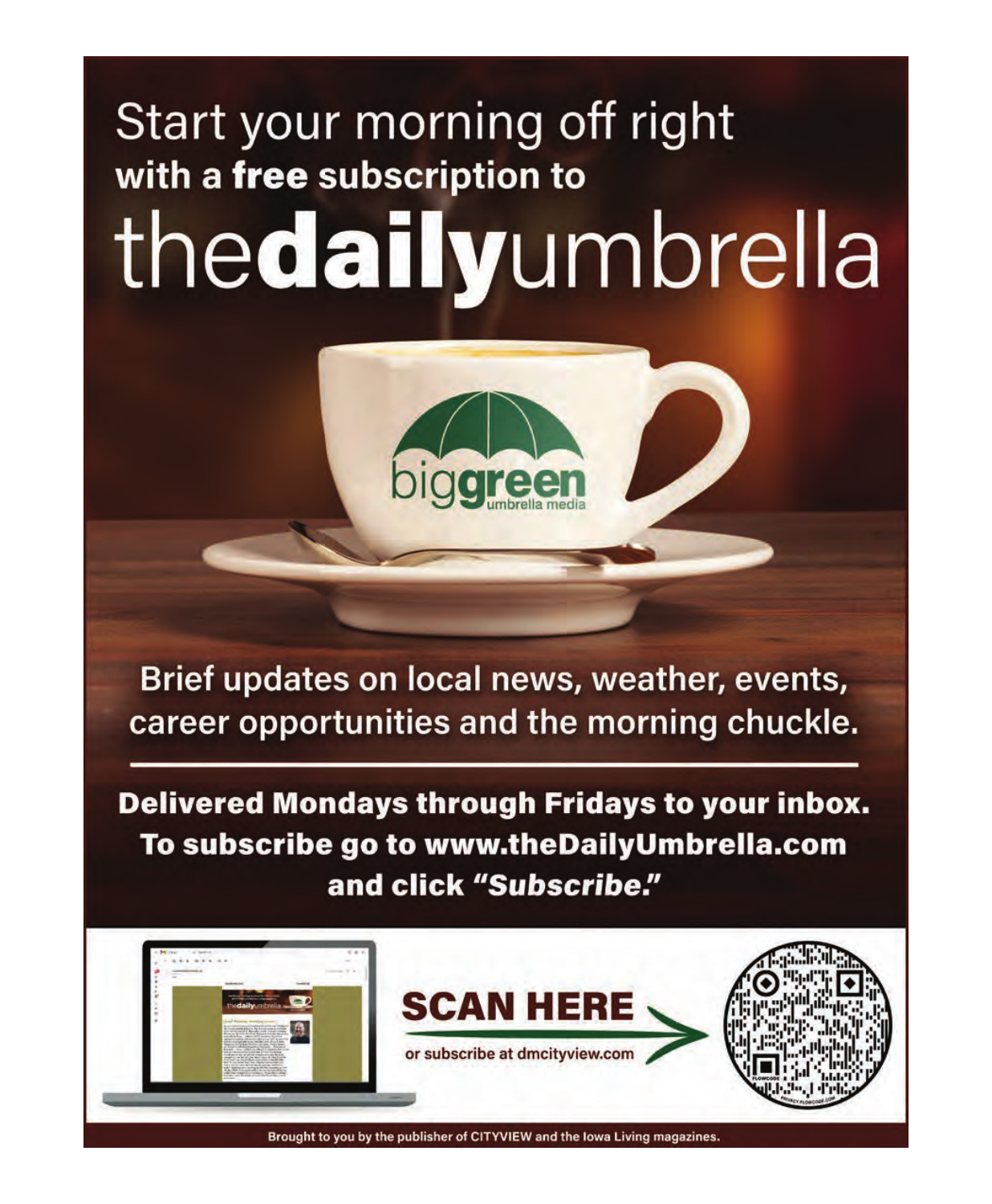# Start your morning off right

**with a free subscription to**

# the**daily**umbrella

Brief updates on local news, weather, events, career opportunities and the morning chuckle.

---

**Delivered Mondays through Fridays to your inbox.**
**To subscribe go to www.theDailyUmbrella.com and click "*Subscribe.*"**

**SCAN HERE**

or subscribe at dmcityview.com

Brought to you by the publisher of CITYVIEW and the Iowa Living magazines.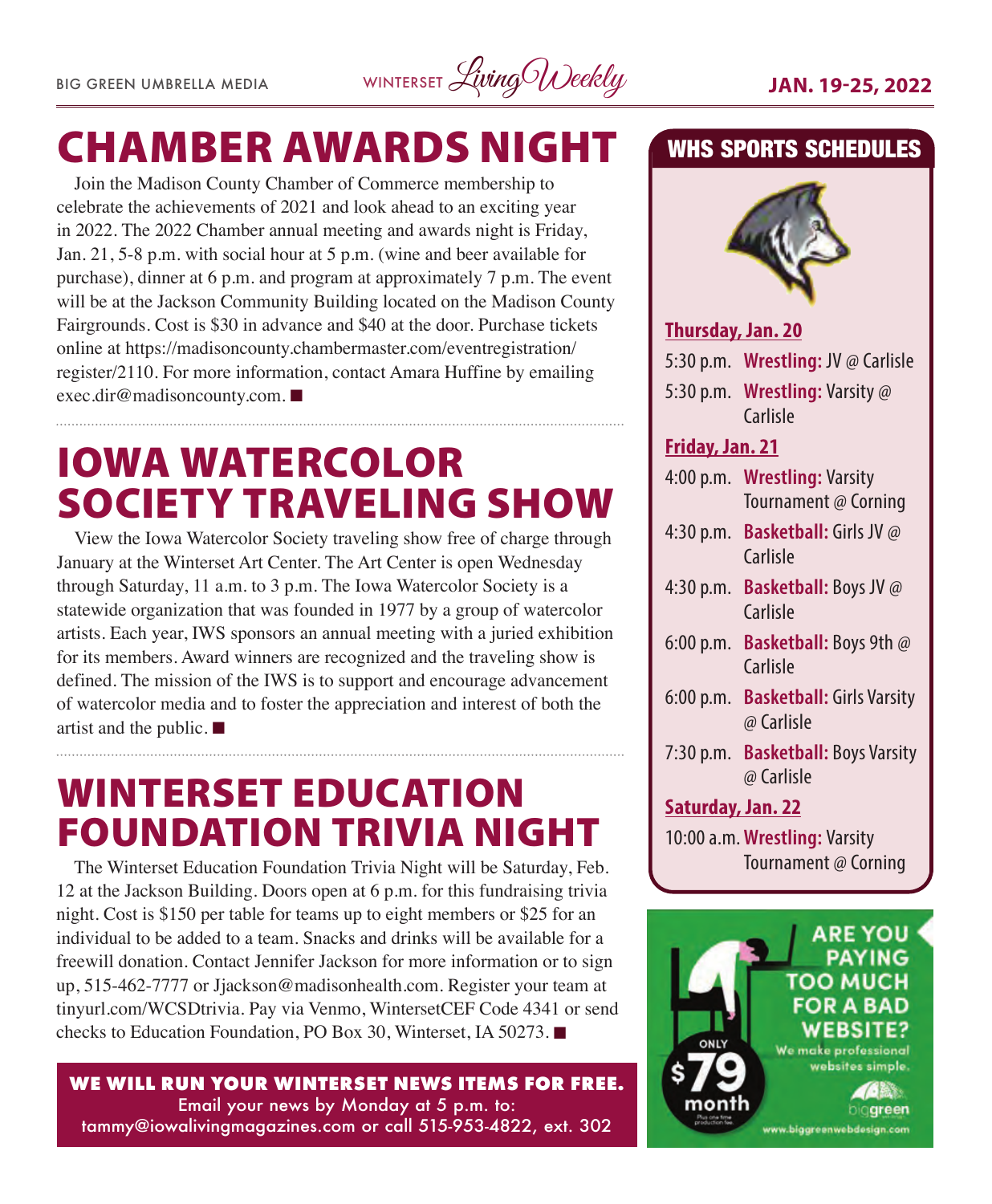# CHAMBER AWARDS NIGHT

Join the Madison County Chamber of Commerce membership to celebrate the achievements of 2021 and look ahead to an exciting year in 2022. The 2022 Chamber annual meeting and awards night is Friday, Jan. 21, 5-8 p.m. with social hour at 5 p.m. (wine and beer available for purchase), dinner at 6 p.m. and program at approximately 7 p.m. The event will be at the Jackson Community Building located on the Madison County Fairgrounds. Cost is $30 in advance and $40 at the door. Purchase tickets online at https://madisoncounty.chambermaster.com/eventregistration/register/2110. For more information, contact Amara Huffine by emailing exec.dir@madisoncounty.com. ■

# IOWA WATERCOLOR SOCIETY TRAVELING SHOW

View the Iowa Watercolor Society traveling show free of charge through January at the Winterset Art Center. The Art Center is open Wednesday through Saturday, 11 a.m. to 3 p.m. The Iowa Watercolor Society is a statewide organization that was founded in 1977 by a group of watercolor artists. Each year, IWS sponsors an annual meeting with a juried exhibition for its members. Award winners are recognized and the traveling show is defined. The mission of the IWS is to support and encourage advancement of watercolor media and to foster the appreciation and interest of both the artist and the public. ■

# WINTERSET EDUCATION FOUNDATION TRIVIA NIGHT

The Winterset Education Foundation Trivia Night will be Saturday, Feb. 12 at the Jackson Building. Doors open at 6 p.m. for this fundraising trivia night. Cost is $150 per table for teams up to eight members or $25 for an individual to be added to a team. Snacks and drinks will be available for a freewill donation. Contact Jennifer Jackson for more information or to sign up, 515-462-7777 or Jjackson@madisonhealth.com. Register your team at tinyurl.com/WCSDtrivia. Pay via Venmo, WintersetCEF Code 4341 or send checks to Education Foundation, PO Box 30, Winterset, IA 50273. ■

**WE WILL RUN YOUR WINTERSET NEWS ITEMS FOR FREE.**
Email your news by Monday at 5 p.m. to: tammy@iowalivingmagazines.com or call 515-953-4822, ext. 302

## WHS SPORTS SCHEDULES

**Thursday, Jan. 20**

- 5:30 p.m. **Wrestling:** JV @ Carlisle
- 5:30 p.m. **Wrestling:** Varsity @ Carlisle

**Friday, Jan. 21**

- 4:00 p.m. **Wrestling:** Varsity Tournament @ Corning
- 4:30 p.m. **Basketball:** Girls JV @ Carlisle
- 4:30 p.m. **Basketball:** Boys JV @ Carlisle
- 6:00 p.m. **Basketball:** Boys 9th @ Carlisle
- 6:00 p.m. **Basketball:** Girls Varsity @ Carlisle
- 7:30 p.m. **Basketball:** Boys Varsity @ Carlisle

**Saturday, Jan. 22**

- 10:00 a.m. **Wrestling:** Varsity Tournament @ Corning

ARE YOU PAYING TOO MUCH FOR A BAD WEBSITE?
We make professional websites simple.
ONLY $79 month
Plus one time production fee.
biggreen
www.biggreenwebdesign.com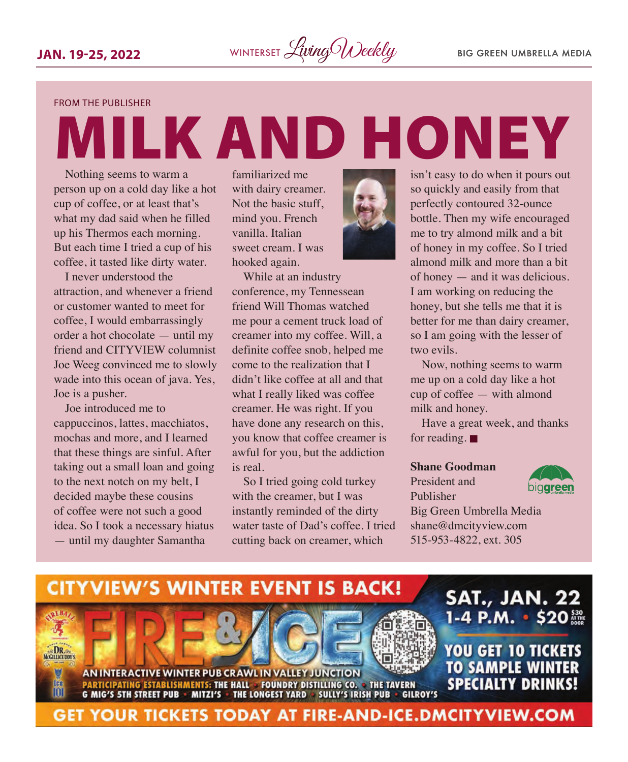FROM THE PUBLISHER

# MILK AND HONEY

Nothing seems to warm a person up on a cold day like a hot cup of coffee, or at least that's what my dad said when he filled up his Thermos each morning. But each time I tried a cup of his coffee, it tasted like dirty water.

I never understood the attraction, and whenever a friend or customer wanted to meet for coffee, I would embarrassingly order a hot chocolate — until my friend and CITYVIEW columnist Joe Weeg convinced me to slowly wade into this ocean of java. Yes, Joe is a pusher.

Joe introduced me to cappuccinos, lattes, macchiatos, mochas and more, and I learned that these things are sinful. After taking out a small loan and going to the next notch on my belt, I decided maybe these cousins of coffee were not such a good idea. So I took a necessary hiatus — until my daughter Samantha familiarized me with dairy creamer. Not the basic stuff, mind you. French vanilla. Italian sweet cream. I was hooked again.

While at an industry conference, my Tennessean friend Will Thomas watched me pour a cement truck load of creamer into my coffee. Will, a definite coffee snob, helped me come to the realization that I didn't like coffee at all and that what I really liked was coffee creamer. He was right. If you have done any research on this, you know that coffee creamer is awful for you, but the addiction is real.

So I tried going cold turkey with the creamer, but I was instantly reminded of the dirty water taste of Dad's coffee. I tried cutting back on creamer, which isn't easy to do when it pours out so quickly and easily from that perfectly contoured 32-ounce bottle. Then my wife encouraged me to try almond milk and a bit of honey in my coffee. So I tried almond milk and more than a bit of honey — and it was delicious. I am working on reducing the honey, but she tells me that it is better for me than dairy creamer, so I am going with the lesser of two evils.

Now, nothing seems to warm me up on a cold day like a hot cup of coffee — with almond milk and honey.

Have a great week, and thanks for reading. ■

**Shane Goodman**
President and Publisher
Big Green Umbrella Media
shane@dmcityview.com
515-953-4822, ext. 305

CITYVIEW'S WINTER EVENT IS BACK!

FIRE & ICE

AN INTERACTIVE WINTER PUB CRAWL IN VALLEY JUNCTION

PARTICIPATING ESTABLISHMENTS: THE HALL • FOUNDRY DISTILLING CO. • THE TAVERN • G MIG'S 5TH STREET PUB • MITZI'S • THE LONGEST YARD • SULLY'S IRISH PUB • GILROY'S

SAT., JAN. 22
1-4 P.M. • $20 ($30 AT THE DOOR)

YOU GET 10 TICKETS TO SAMPLE WINTER SPECIALTY DRINKS!

GET YOUR TICKETS TODAY AT FIRE-AND-ICE.DMCITYVIEW.COM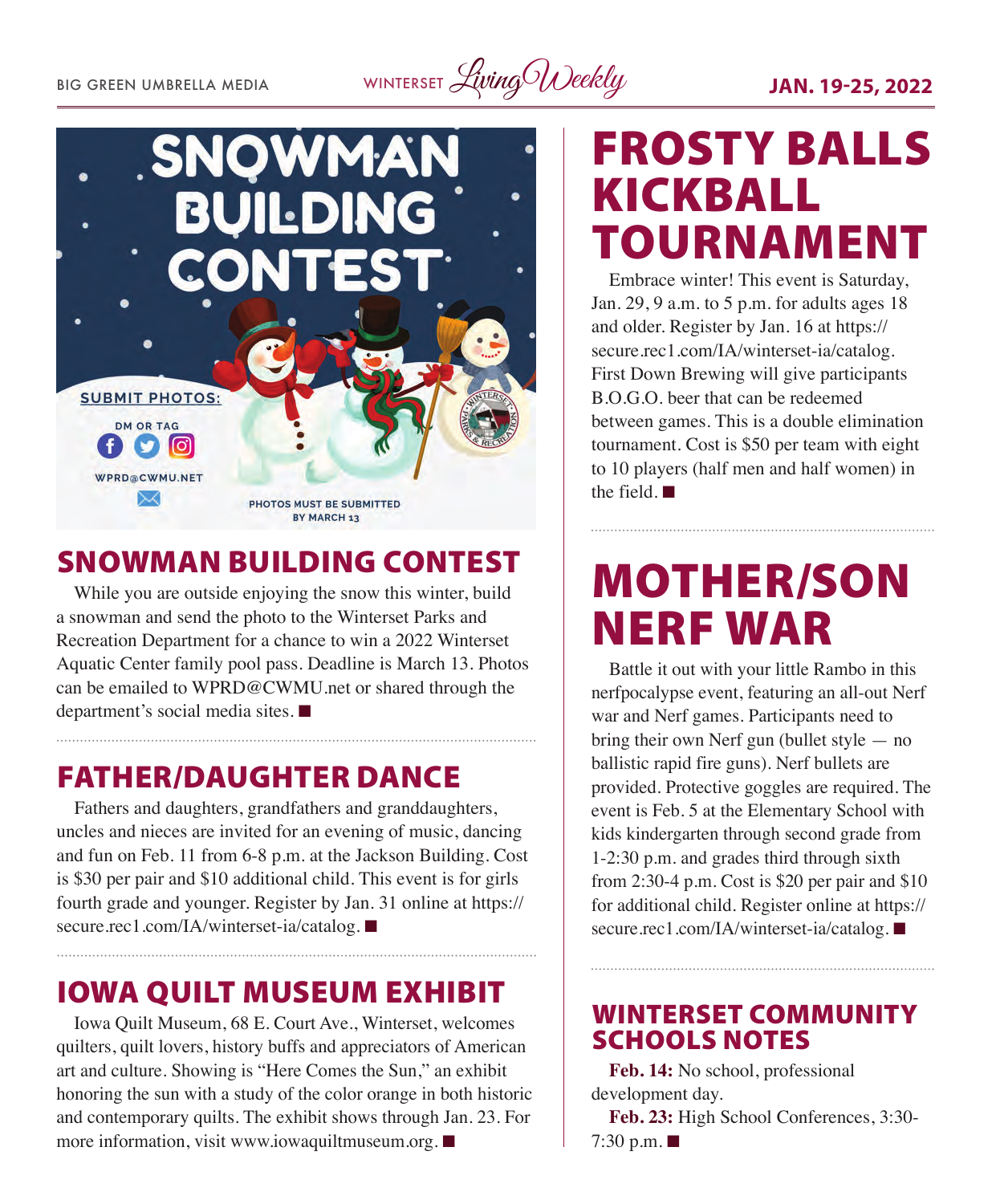## SNOWMAN BUILDING CONTEST

SNOWMAN BUILDING CONTEST

SUBMIT PHOTOS:

DM OR TAG

WPRD@CWMU.NET

PHOTOS MUST BE SUBMITTED BY MARCH 13

While you are outside enjoying the snow this winter, build a snowman and send the photo to the Winterset Parks and Recreation Department for a chance to win a 2022 Winterset Aquatic Center family pool pass. Deadline is March 13. Photos can be emailed to WPRD@CWMU.net or shared through the department's social media sites. ■

## FATHER/DAUGHTER DANCE

Fathers and daughters, grandfathers and granddaughters, uncles and nieces are invited for an evening of music, dancing and fun on Feb. 11 from 6-8 p.m. at the Jackson Building. Cost is $30 per pair and $10 additional child. This event is for girls fourth grade and younger. Register by Jan. 31 online at https://secure.rec1.com/IA/winterset-ia/catalog. ■

## IOWA QUILT MUSEUM EXHIBIT

Iowa Quilt Museum, 68 E. Court Ave., Winterset, welcomes quilters, quilt lovers, history buffs and appreciators of American art and culture. Showing is "Here Comes the Sun," an exhibit honoring the sun with a study of the color orange in both historic and contemporary quilts. The exhibit shows through Jan. 23. For more information, visit www.iowaquiltmuseum.org. ■

# FROSTY BALLS KICKBALL TOURNAMENT

Embrace winter! This event is Saturday, Jan. 29, 9 a.m. to 5 p.m. for adults ages 18 and older. Register by Jan. 16 at https://secure.rec1.com/IA/winterset-ia/catalog. First Down Brewing will give participants B.O.G.O. beer that can be redeemed between games. This is a double elimination tournament. Cost is $50 per team with eight to 10 players (half men and half women) in the field. ■

# MOTHER/SON NERF WAR

Battle it out with your little Rambo in this nerfpocalypse event, featuring an all-out Nerf war and Nerf games. Participants need to bring their own Nerf gun (bullet style — no ballistic rapid fire guns). Nerf bullets are provided. Protective goggles are required. The event is Feb. 5 at the Elementary School with kids kindergarten through second grade from 1-2:30 p.m. and grades third through sixth from 2:30-4 p.m. Cost is $20 per pair and $10 for additional child. Register online at https://secure.rec1.com/IA/winterset-ia/catalog. ■

## WINTERSET COMMUNITY SCHOOLS NOTES

**Feb. 14:** No school, professional development day.

**Feb. 23:** High School Conferences, 3:30-7:30 p.m. ■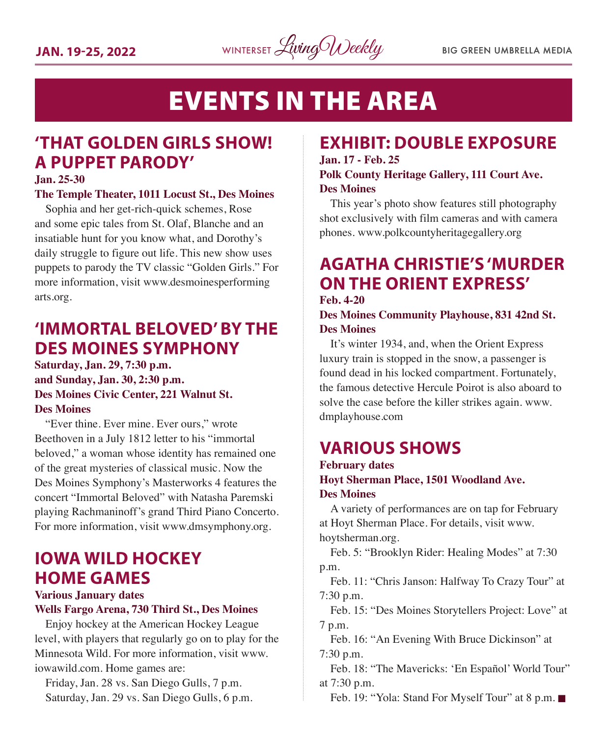# EVENTS IN THE AREA

## 'THAT GOLDEN GIRLS SHOW! A PUPPET PARODY'

**Jan. 25-30**

**The Temple Theater, 1011 Locust St., Des Moines**

Sophia and her get-rich-quick schemes, Rose and some epic tales from St. Olaf, Blanche and an insatiable hunt for you know what, and Dorothy's daily struggle to figure out life. This new show uses puppets to parody the TV classic "Golden Girls." For more information, visit www.desmoinesperformingarts.org.

## 'IMMORTAL BELOVED' BY THE DES MOINES SYMPHONY

**Saturday, Jan. 29, 7:30 p.m.**
**and Sunday, Jan. 30, 2:30 p.m.**
**Des Moines Civic Center, 221 Walnut St.**
**Des Moines**

"Ever thine. Ever mine. Ever ours," wrote Beethoven in a July 1812 letter to his "immortal beloved," a woman whose identity has remained one of the great mysteries of classical music. Now the Des Moines Symphony's Masterworks 4 features the concert "Immortal Beloved" with Natasha Paremski playing Rachmaninoff's grand Third Piano Concerto. For more information, visit www.dmsymphony.org.

## IOWA WILD HOCKEY HOME GAMES

**Various January dates**

**Wells Fargo Arena, 730 Third St., Des Moines**

Enjoy hockey at the American Hockey League level, with players that regularly go on to play for the Minnesota Wild. For more information, visit www.iowawild.com. Home games are:

Friday, Jan. 28 vs. San Diego Gulls, 7 p.m.

Saturday, Jan. 29 vs. San Diego Gulls, 6 p.m.

## EXHIBIT: DOUBLE EXPOSURE

**Jan. 17 - Feb. 25**

**Polk County Heritage Gallery, 111 Court Ave.**
**Des Moines**

This year's photo show features still photography shot exclusively with film cameras and with camera phones. www.polkcountyheritagegallery.org

## AGATHA CHRISTIE'S 'MURDER ON THE ORIENT EXPRESS'

**Feb. 4-20**

**Des Moines Community Playhouse, 831 42nd St.**
**Des Moines**

It's winter 1934, and, when the Orient Express luxury train is stopped in the snow, a passenger is found dead in his locked compartment. Fortunately, the famous detective Hercule Poirot is also aboard to solve the case before the killer strikes again. www.dmplayhouse.com

## VARIOUS SHOWS

**February dates**

**Hoyt Sherman Place, 1501 Woodland Ave.**
**Des Moines**

A variety of performances are on tap for February at Hoyt Sherman Place. For details, visit www.hoytsherman.org.

Feb. 5: "Brooklyn Rider: Healing Modes" at 7:30 p.m.

Feb. 11: "Chris Janson: Halfway To Crazy Tour" at 7:30 p.m.

Feb. 15: "Des Moines Storytellers Project: Love" at 7 p.m.

Feb. 16: "An Evening With Bruce Dickinson" at 7:30 p.m.

Feb. 18: "The Mavericks: 'En Español' World Tour" at 7:30 p.m.

Feb. 19: "Yola: Stand For Myself Tour" at 8 p.m. ■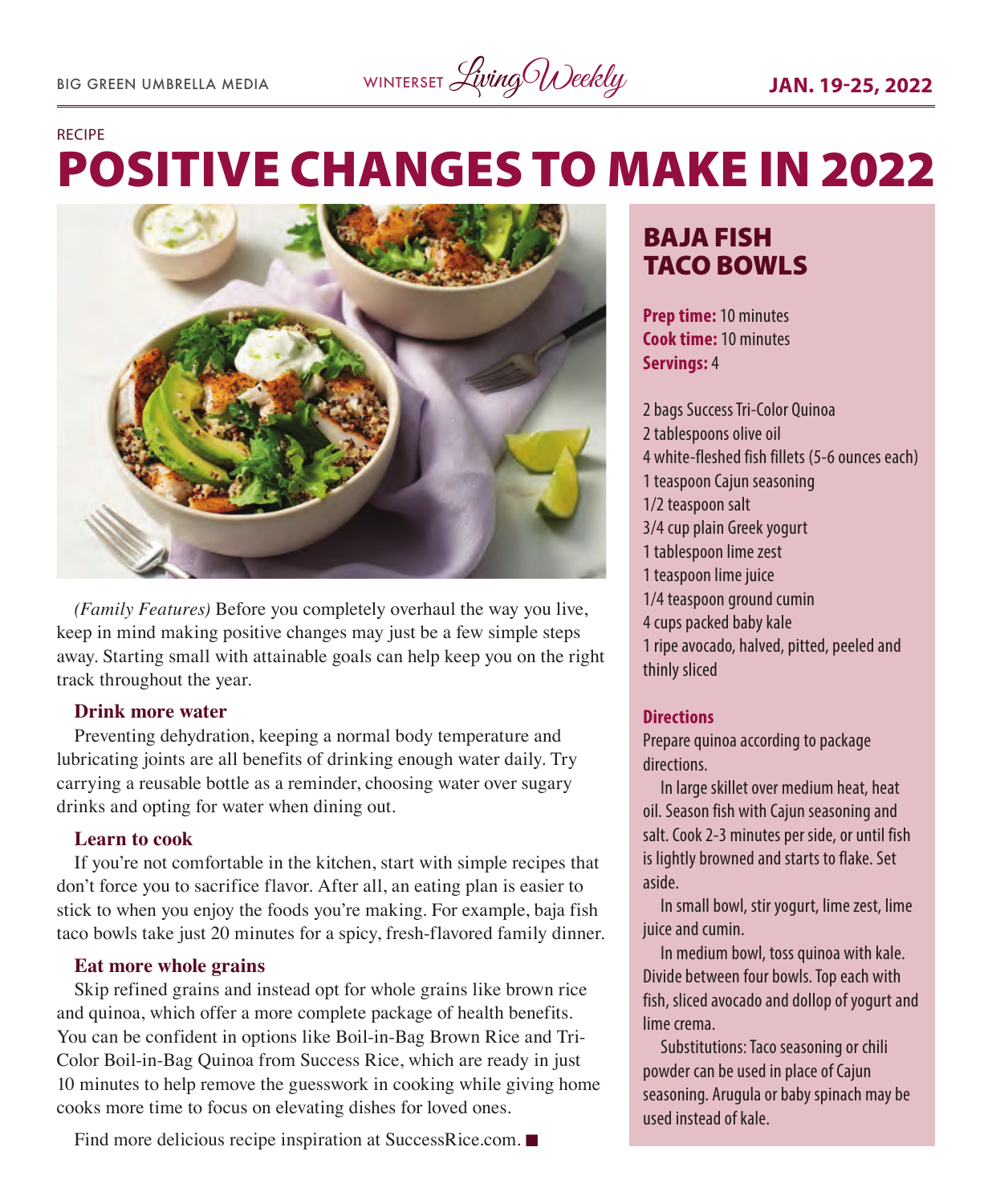RECIPE

# POSITIVE CHANGES TO MAKE IN 2022

*(Family Features)* Before you completely overhaul the way you live, keep in mind making positive changes may just be a few simple steps away. Starting small with attainable goals can help keep you on the right track throughout the year.

### Drink more water

Preventing dehydration, keeping a normal body temperature and lubricating joints are all benefits of drinking enough water daily. Try carrying a reusable bottle as a reminder, choosing water over sugary drinks and opting for water when dining out.

### Learn to cook

If you're not comfortable in the kitchen, start with simple recipes that don't force you to sacrifice flavor. After all, an eating plan is easier to stick to when you enjoy the foods you're making. For example, baja fish taco bowls take just 20 minutes for a spicy, fresh-flavored family dinner.

### Eat more whole grains

Skip refined grains and instead opt for whole grains like brown rice and quinoa, which offer a more complete package of health benefits. You can be confident in options like Boil-in-Bag Brown Rice and Tri-Color Boil-in-Bag Quinoa from Success Rice, which are ready in just 10 minutes to help remove the guesswork in cooking while giving home cooks more time to focus on elevating dishes for loved ones.

Find more delicious recipe inspiration at SuccessRice.com. ■

## BAJA FISH TACO BOWLS

**Prep time:** 10 minutes
**Cook time:** 10 minutes
**Servings:** 4

2 bags Success Tri-Color Quinoa
2 tablespoons olive oil
4 white-fleshed fish fillets (5-6 ounces each)
1 teaspoon Cajun seasoning
1/2 teaspoon salt
3/4 cup plain Greek yogurt
1 tablespoon lime zest
1 teaspoon lime juice
1/4 teaspoon ground cumin
4 cups packed baby kale
1 ripe avocado, halved, pitted, peeled and thinly sliced

### Directions

Prepare quinoa according to package directions.

In large skillet over medium heat, heat oil. Season fish with Cajun seasoning and salt. Cook 2-3 minutes per side, or until fish is lightly browned and starts to flake. Set aside.

In small bowl, stir yogurt, lime zest, lime juice and cumin.

In medium bowl, toss quinoa with kale. Divide between four bowls. Top each with fish, sliced avocado and dollop of yogurt and lime crema.

Substitutions: Taco seasoning or chili powder can be used in place of Cajun seasoning. Arugula or baby spinach may be used instead of kale.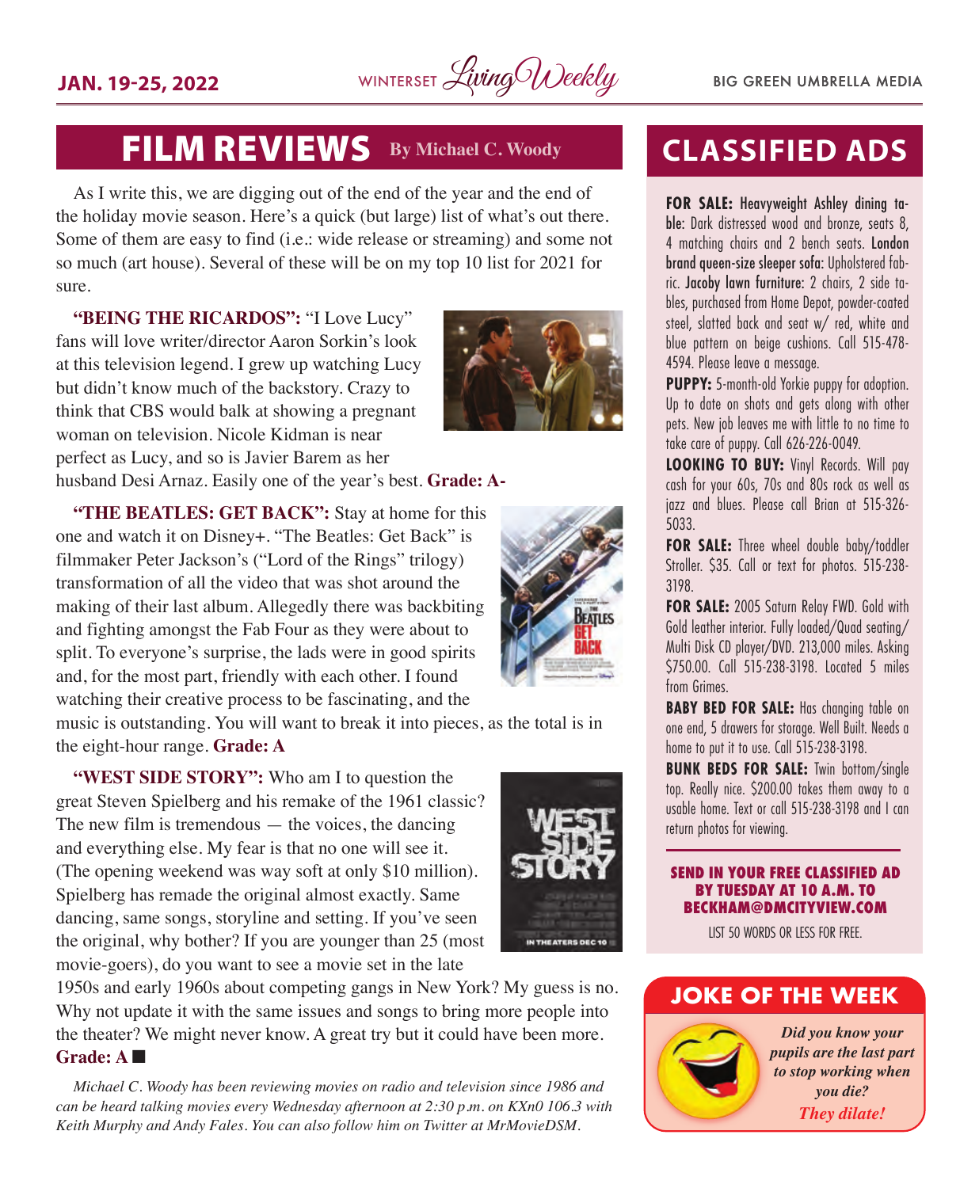# FILM REVIEWS

**By Michael C. Woody**

As I write this, we are digging out of the end of the year and the end of the holiday movie season. Here's a quick (but large) list of what's out there. Some of them are easy to find (i.e.: wide release or streaming) and some not so much (art house). Several of these will be on my top 10 list for 2021 for sure.

**"BEING THE RICARDOS":** "I Love Lucy" fans will love writer/director Aaron Sorkin's look at this television legend. I grew up watching Lucy but didn't know much of the backstory. Crazy to think that CBS would balk at showing a pregnant woman on television. Nicole Kidman is near perfect as Lucy, and so is Javier Barem as her husband Desi Arnaz. Easily one of the year's best. **Grade: A-**

**"THE BEATLES: GET BACK":** Stay at home for this one and watch it on Disney+. "The Beatles: Get Back" is filmmaker Peter Jackson's ("Lord of the Rings" trilogy) transformation of all the video that was shot around the making of their last album. Allegedly there was backbiting and fighting amongst the Fab Four as they were about to split. To everyone's surprise, the lads were in good spirits and, for the most part, friendly with each other. I found watching their creative process to be fascinating, and the music is outstanding. You will want to break it into pieces, as the total is in the eight-hour range. **Grade: A**

**"WEST SIDE STORY":** Who am I to question the great Steven Spielberg and his remake of the 1961 classic? The new film is tremendous — the voices, the dancing and everything else. My fear is that no one will see it. (The opening weekend was way soft at only $10 million). Spielberg has remade the original almost exactly. Same dancing, same songs, storyline and setting. If you've seen the original, why bother? If you are younger than 25 (most movie-goers), do you want to see a movie set in the late 1950s and early 1960s about competing gangs in New York? My guess is no. Why not update it with the same issues and songs to bring more people into the theater? We might never know. A great try but it could have been more. **Grade: A** ■

*Michael C. Woody has been reviewing movies on radio and television since 1986 and can be heard talking movies every Wednesday afternoon at 2:30 p.m. on KXn0 106.3 with Keith Murphy and Andy Fales. You can also follow him on Twitter at MrMovieDSM.*

# CLASSIFIED ADS

**FOR SALE:** Heavyweight Ashley dining table: Dark distressed wood and bronze, seats 8, 4 matching chairs and 2 bench seats. London brand queen-size sleeper sofa: Upholstered fabric. Jacoby lawn furniture: 2 chairs, 2 side tables, purchased from Home Depot, powder-coated steel, slatted back and seat w/ red, white and blue pattern on beige cushions. Call 515-478-4594. Please leave a message.

**PUPPY:** 5-month-old Yorkie puppy for adoption. Up to date on shots and gets along with other pets. New job leaves me with little to no time to take care of puppy. Call 626-226-0049.

**LOOKING TO BUY:** Vinyl Records. Will pay cash for your 60s, 70s and 80s rock as well as jazz and blues. Please call Brian at 515-326-5033.

**FOR SALE:** Three wheel double baby/toddler Stroller. $35. Call or text for photos. 515-238-3198.

**FOR SALE:** 2005 Saturn Relay FWD. Gold with Gold leather interior. Fully loaded/Quad seating/ Multi Disk CD player/DVD. 213,000 miles. Asking $750.00. Call 515-238-3198. Located 5 miles from Grimes.

**BABY BED FOR SALE:** Has changing table on one end, 5 drawers for storage. Well Built. Needs a home to put it to use. Call 515-238-3198.

**BUNK BEDS FOR SALE:** Twin bottom/single top. Really nice. $200.00 takes them away to a usable home. Text or call 515-238-3198 and I can return photos for viewing.

**SEND IN YOUR FREE CLASSIFIED AD BY TUESDAY AT 10 A.M. TO BECKHAM@DMCITYVIEW.COM**

LIST 50 WORDS OR LESS FOR FREE.

## JOKE OF THE WEEK

*Did you know your pupils are the last part to stop working when you die?*

*They dilate!*